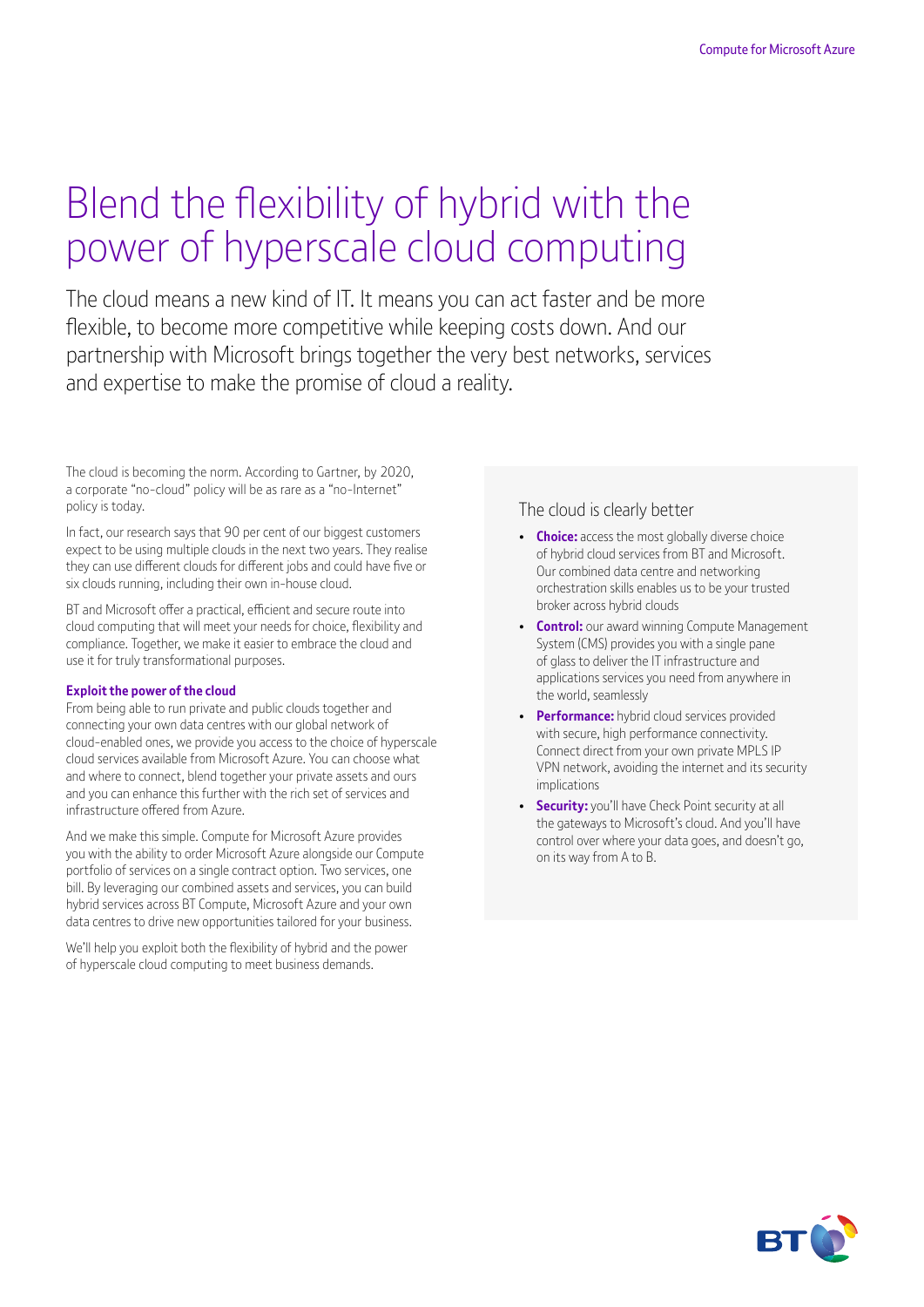# Blend the flexibility of hybrid with the power of hyperscale cloud computing

The cloud means a new kind of IT. It means you can act faster and be more flexible, to become more competitive while keeping costs down. And our partnership with Microsoft brings together the very best networks, services and expertise to make the promise of cloud a reality.

The cloud is becoming the norm. According to Gartner, by 2020, a corporate "no-cloud" policy will be as rare as a "no-Internet" policy is today.

In fact, our research says that 90 per cent of our biggest customers expect to be using multiple clouds in the next two years. They realise they can use different clouds for different jobs and could have five or six clouds running, including their own in-house cloud.

BT and Microsoft offer a practical, efficient and secure route into cloud computing that will meet your needs for choice, flexibility and compliance. Together, we make it easier to embrace the cloud and use it for truly transformational purposes.

### Exploit the power of the cloud

From being able to run private and public clouds together and connecting your own data centres with our global network of cloud-enabled ones, we provide you access to the choice of hyperscale cloud services available from Microsoft Azure. You can choose what and where to connect, blend together your private assets and ours and you can enhance this further with the rich set of services and infrastructure offered from Azure.

And we make this simple. Compute for Microsoft Azure provides you with the ability to order Microsoft Azure alongside our Compute portfolio of services on a single contract option. Two services, one bill. By leveraging our combined assets and services, you can build hybrid services across BT Compute, Microsoft Azure and your own data centres to drive new opportunities tailored for your business.

We'll help you exploit both the flexibility of hybrid and the power of hyperscale cloud computing to meet business demands.

## The cloud is clearly better

- **Choice:** access the most globally diverse choice of hybrid cloud services from BT and Microsoft. Our combined data centre and networking orchestration skills enables us to be your trusted broker across hybrid clouds
- **Control:** our award winning Compute Management System (CMS) provides you with a single pane of glass to deliver the IT infrastructure and applications services you need from anywhere in the world, seamlessly
- **Performance:** hybrid cloud services provided with secure, high performance connectivity. Connect direct from your own private MPLS IP VPN network, avoiding the internet and its security implications
- **Security:** you'll have Check Point security at all the gateways to Microsoft's cloud. And you'll have control over where your data goes, and doesn't go, on its way from A to B.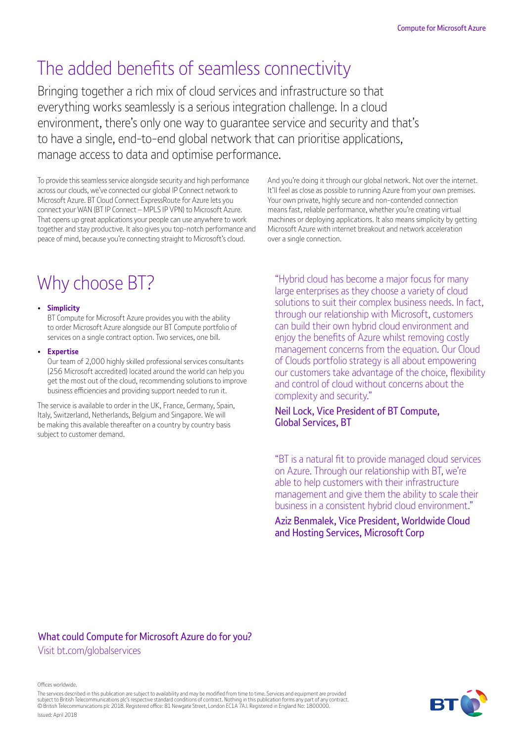# The added benefits of seamless connectivity

Bringing together a rich mix of cloud services and infrastructure so that everything works seamlessly is a serious integration challenge. In a cloud environment, there's only one way to guarantee service and security and that's to have a single, end-to-end global network that can prioritise applications, manage access to data and optimise performance.

To provide this seamless service alongside security and high performance across our clouds, we've connected our global IP Connect network to Microsoft Azure. BT Cloud Connect ExpressRoute for Azure lets you connect your WAN (BT IP Connect – MPLS IP VPN) to Microsoft Azure. That opens up great applications your people can use anywhere to work together and stay productive. It also gives you top-notch performance and peace of mind, because you're connecting straight to Microsoft's cloud.

And you're doing it through our global network. Not over the internet. It'll feel as close as possible to running Azure from your own premises. Your own private, highly secure and non-contended connection means fast, reliable performance, whether you're creating virtual machines or deploying applications. It also means simplicity by getting Microsoft Azure with internet breakout and network acceleration over a single connection.

# Why choose BT?

- **Simplicity**
  BT Compute for Microsoft Azure provides you with the ability to order Microsoft Azure alongside our BT Compute portfolio of services on a single contract option. Two services, one bill.
- **Expertise**
  Our team of 2,000 highly skilled professional services consultants (256 Microsoft accredited) located around the world can help you get the most out of the cloud, recommending solutions to improve business efficiencies and providing support needed to run it.

The service is available to order in the UK, France, Germany, Spain, Italy, Switzerland, Netherlands, Belgium and Singapore. We will be making this available thereafter on a country by country basis subject to customer demand.

"Hybrid cloud has become a major focus for many large enterprises as they choose a variety of cloud solutions to suit their complex business needs. In fact, through our relationship with Microsoft, customers can build their own hybrid cloud environment and enjoy the benefits of Azure whilst removing costly management concerns from the equation. Our Cloud of Clouds portfolio strategy is all about empowering our customers take advantage of the choice, flexibility and control of cloud without concerns about the complexity and security."

Neil Lock, Vice President of BT Compute, Global Services, BT

"BT is a natural fit to provide managed cloud services on Azure. Through our relationship with BT, we're able to help customers with their infrastructure management and give them the ability to scale their business in a consistent hybrid cloud environment."

Aziz Benmalek, Vice President, Worldwide Cloud and Hosting Services, Microsoft Corp

**What could Compute for Microsoft Azure do for you?**
Visit bt.com/globalservices

Offices worldwide.

The services described in this publication are subject to availability and may be modified from time to time. Services and equipment are provided subject to British Telecommunications plc's respective standard conditions of contract. Nothing in this publication forms any part of any contract.
© British Telecommunications plc 2018. Registered office: 81 Newgate Street, London EC1A 7AJ. Registered in England No: 1800000.

Issued: April 2018